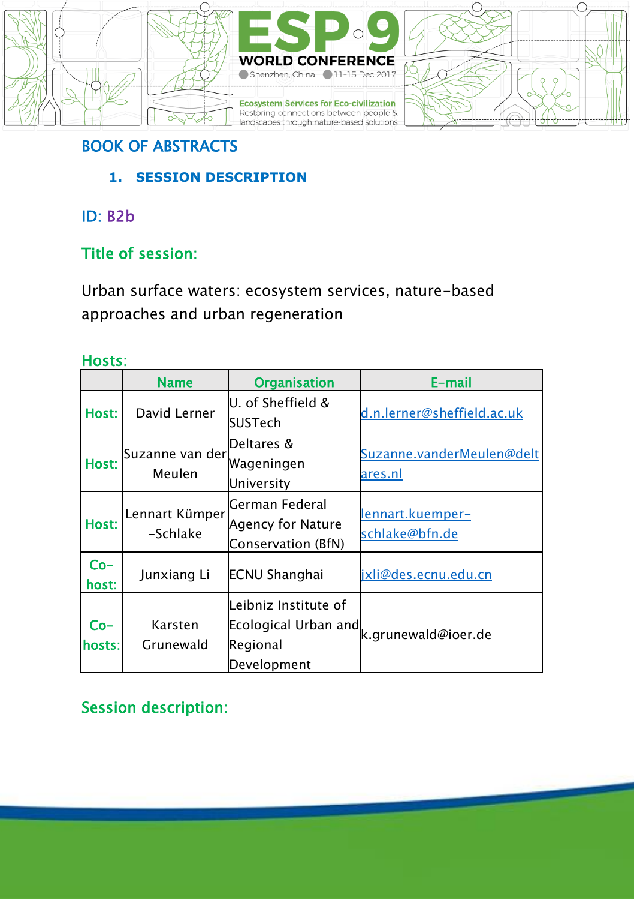# BOOK OF ABSTRACTS

## 1. SESSION DESCRIPTION

**ID:** B2b

**Title of session:**

Urban surface waters: ecosystem services, nature-based approaches and urban regeneration

**Hosts:**

| | Name | Organisation | E-mail |
|---|---|---|---|
| Host: | David Lerner | U. of Sheffield & SUSTech | d.n.lerner@sheffield.ac.uk |
| Host: | Suzanne van der Meulen | Deltares & Wageningen University | Suzanne.vanderMeulen@deltares.nl |
| Host: | Lennart Kümper-Schlake | German Federal Agency for Nature Conservation (BfN) | lennart.kuemper-schlake@bfn.de |
| Co-host: | Junxiang Li | ECNU Shanghai | jxli@des.ecnu.edu.cn |
| Co-hosts: | Karsten Grunewald | Leibniz Institute of Ecological Urban and Regional Development | k.grunewald@ioer.de |

**Session description:**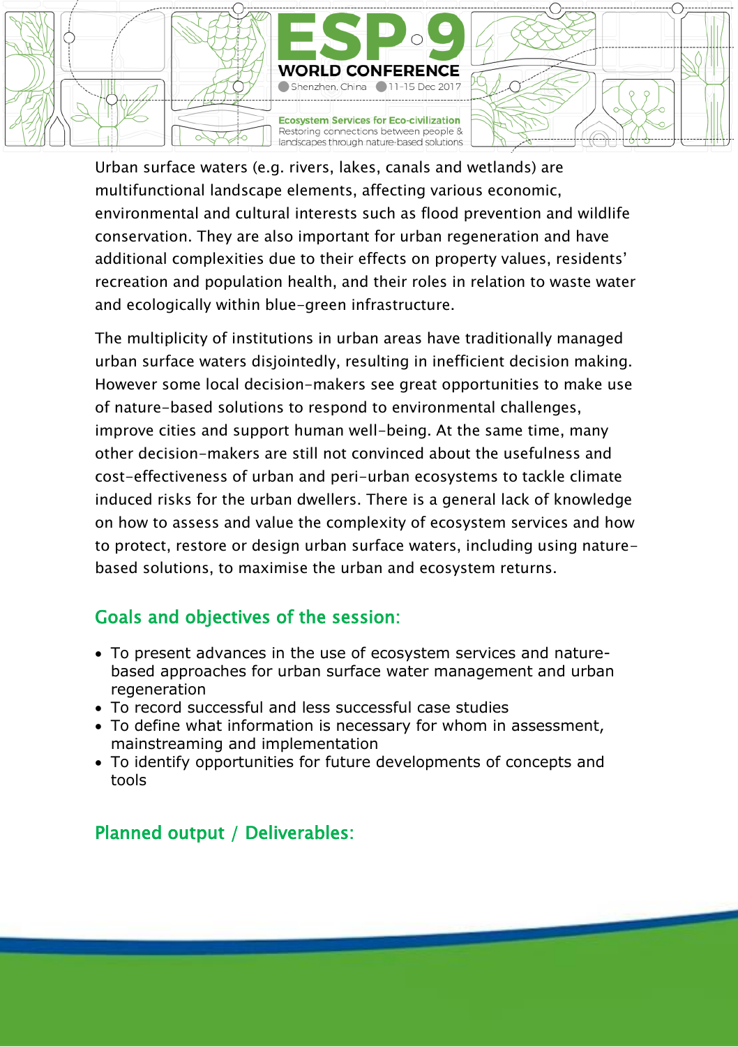Urban surface waters (e.g. rivers, lakes, canals and wetlands) are multifunctional landscape elements, affecting various economic, environmental and cultural interests such as flood prevention and wildlife conservation. They are also important for urban regeneration and have additional complexities due to their effects on property values, residents' recreation and population health, and their roles in relation to waste water and ecologically within blue-green infrastructure.

The multiplicity of institutions in urban areas have traditionally managed urban surface waters disjointedly, resulting in inefficient decision making. However some local decision-makers see great opportunities to make use of nature-based solutions to respond to environmental challenges, improve cities and support human well-being. At the same time, many other decision-makers are still not convinced about the usefulness and cost-effectiveness of urban and peri-urban ecosystems to tackle climate induced risks for the urban dwellers. There is a general lack of knowledge on how to assess and value the complexity of ecosystem services and how to protect, restore or design urban surface waters, including using nature-based solutions, to maximise the urban and ecosystem returns.

## Goals and objectives of the session:

- To present advances in the use of ecosystem services and nature-based approaches for urban surface water management and urban regeneration
- To record successful and less successful case studies
- To define what information is necessary for whom in assessment, mainstreaming and implementation
- To identify opportunities for future developments of concepts and tools

## Planned output / Deliverables: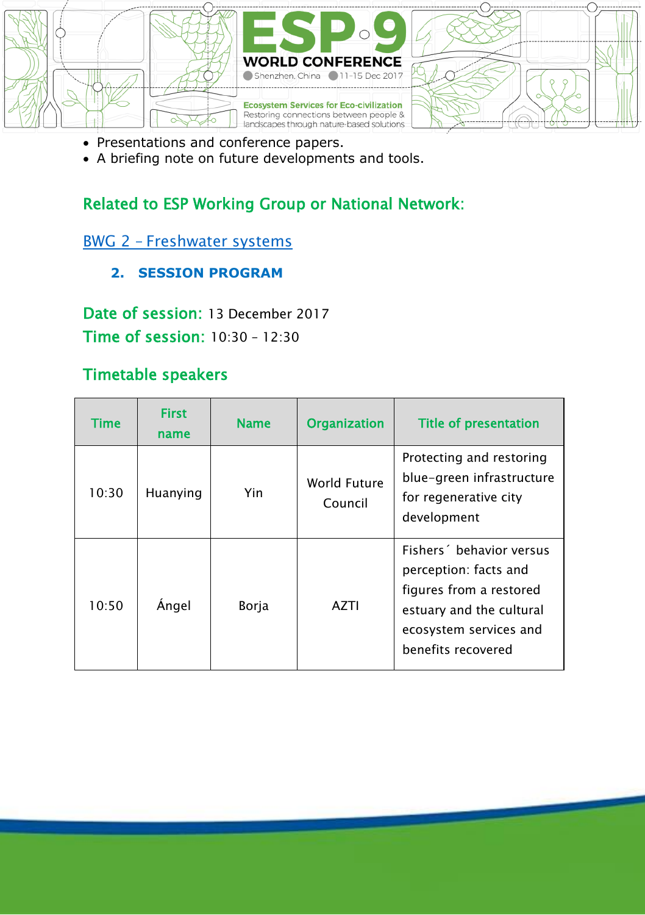- Presentations and conference papers.
- A briefing note on future developments and tools.

### Related to ESP Working Group or National Network:

[BWG 2 – Freshwater systems]

## 2. SESSION PROGRAM

**Date of session:** 13 December 2017
**Time of session:** 10:30 – 12:30

### Timetable speakers

| Time | First name | Name | Organization | Title of presentation |
|---|---|---|---|---|
| 10:30 | Huanying | Yin | World Future Council | Protecting and restoring blue-green infrastructure for regenerative city development |
| 10:50 | Ángel | Borja | AZTI | Fishers´ behavior versus perception: facts and figures from a restored estuary and the cultural ecosystem services and benefits recovered |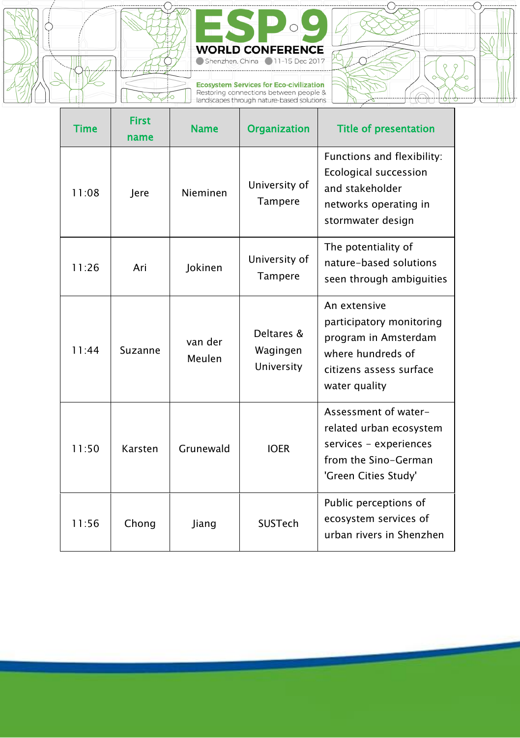| Time | First name | Name | Organization | Title of presentation |
|---|---|---|---|---|
| 11:08 | Jere | Nieminen | University of Tampere | Functions and flexibility: Ecological succession and stakeholder networks operating in stormwater design |
| 11:26 | Ari | Jokinen | University of Tampere | The potentiality of nature-based solutions seen through ambiguities |
| 11:44 | Suzanne | van der Meulen | Deltares & Wagingen University | An extensive participatory monitoring program in Amsterdam where hundreds of citizens assess surface water quality |
| 11:50 | Karsten | Grunewald | IOER | Assessment of water-related urban ecosystem services - experiences from the Sino-German 'Green Cities Study' |
| 11:56 | Chong | Jiang | SUSTech | Public perceptions of ecosystem services of urban rivers in Shenzhen |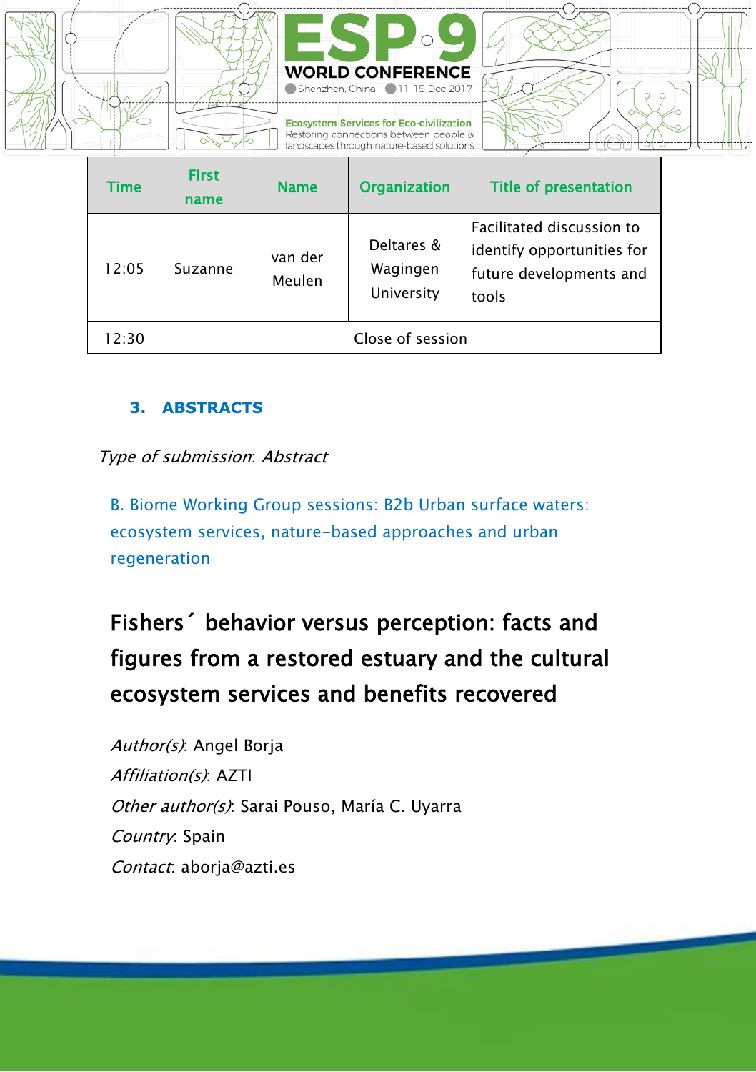| Time | First name | Name | Organization | Title of presentation |
|---|---|---|---|---|
| 12:05 | Suzanne | van der Meulen | Deltares & Wagingen University | Facilitated discussion to identify opportunities for future developments and tools |
| 12:30 | Close of session | | | |

## 3. ABSTRACTS

*Type of submission*: *Abstract*

B. Biome Working Group sessions: B2b Urban surface waters: ecosystem services, nature-based approaches and urban regeneration

# Fishers´ behavior versus perception: facts and figures from a restored estuary and the cultural ecosystem services and benefits recovered

*Author(s)*: Angel Borja

*Affiliation(s)*: AZTI

*Other author(s)*: Sarai Pouso, María C. Uyarra

*Country*: Spain

*Contact*: aborja@azti.es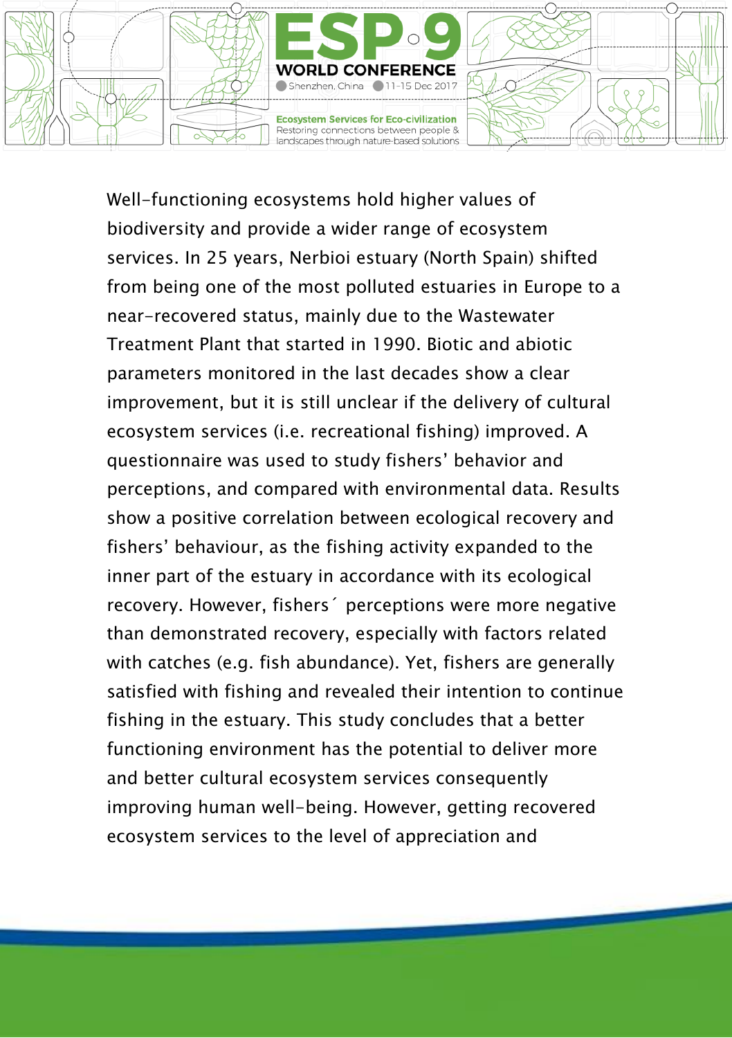Well-functioning ecosystems hold higher values of biodiversity and provide a wider range of ecosystem services. In 25 years, Nerbioi estuary (North Spain) shifted from being one of the most polluted estuaries in Europe to a near-recovered status, mainly due to the Wastewater Treatment Plant that started in 1990. Biotic and abiotic parameters monitored in the last decades show a clear improvement, but it is still unclear if the delivery of cultural ecosystem services (i.e. recreational fishing) improved. A questionnaire was used to study fishers' behavior and perceptions, and compared with environmental data. Results show a positive correlation between ecological recovery and fishers' behaviour, as the fishing activity expanded to the inner part of the estuary in accordance with its ecological recovery. However, fishers´ perceptions were more negative than demonstrated recovery, especially with factors related with catches (e.g. fish abundance). Yet, fishers are generally satisfied with fishing and revealed their intention to continue fishing in the estuary. This study concludes that a better functioning environment has the potential to deliver more and better cultural ecosystem services consequently improving human well-being. However, getting recovered ecosystem services to the level of appreciation and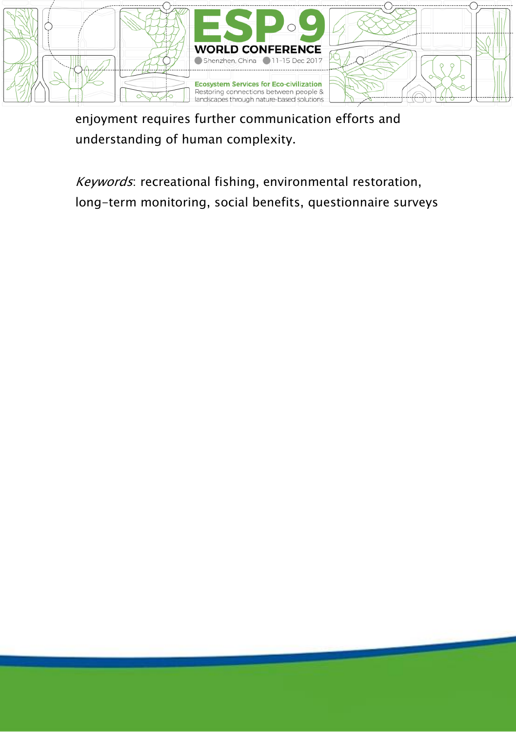enjoyment requires further communication efforts and understanding of human complexity.

*Keywords*: recreational fishing, environmental restoration, long-term monitoring, social benefits, questionnaire surveys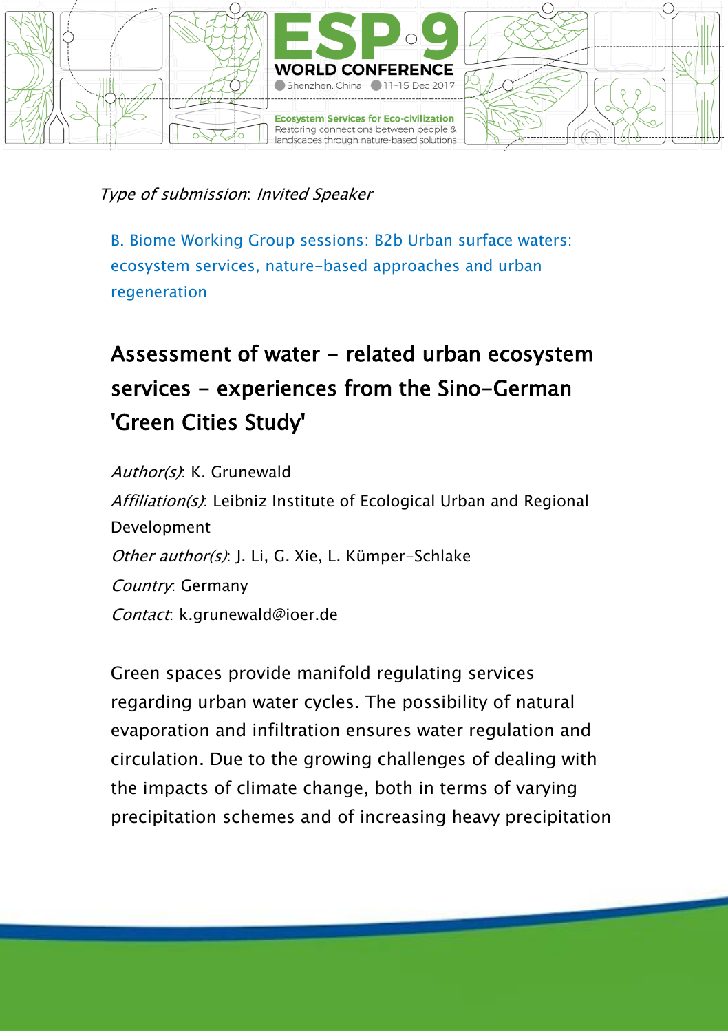*Type of submission*: *Invited Speaker*

B. Biome Working Group sessions: B2b Urban surface waters: ecosystem services, nature-based approaches and urban regeneration

## Assessment of water - related urban ecosystem services - experiences from the Sino-German 'Green Cities Study'

*Author(s)*: K. Grunewald

*Affiliation(s)*: Leibniz Institute of Ecological Urban and Regional Development

*Other author(s)*: J. Li, G. Xie, L. Kümper-Schlake

*Country*: Germany

*Contact*: k.grunewald@ioer.de

Green spaces provide manifold regulating services regarding urban water cycles. The possibility of natural evaporation and infiltration ensures water regulation and circulation. Due to the growing challenges of dealing with the impacts of climate change, both in terms of varying precipitation schemes and of increasing heavy precipitation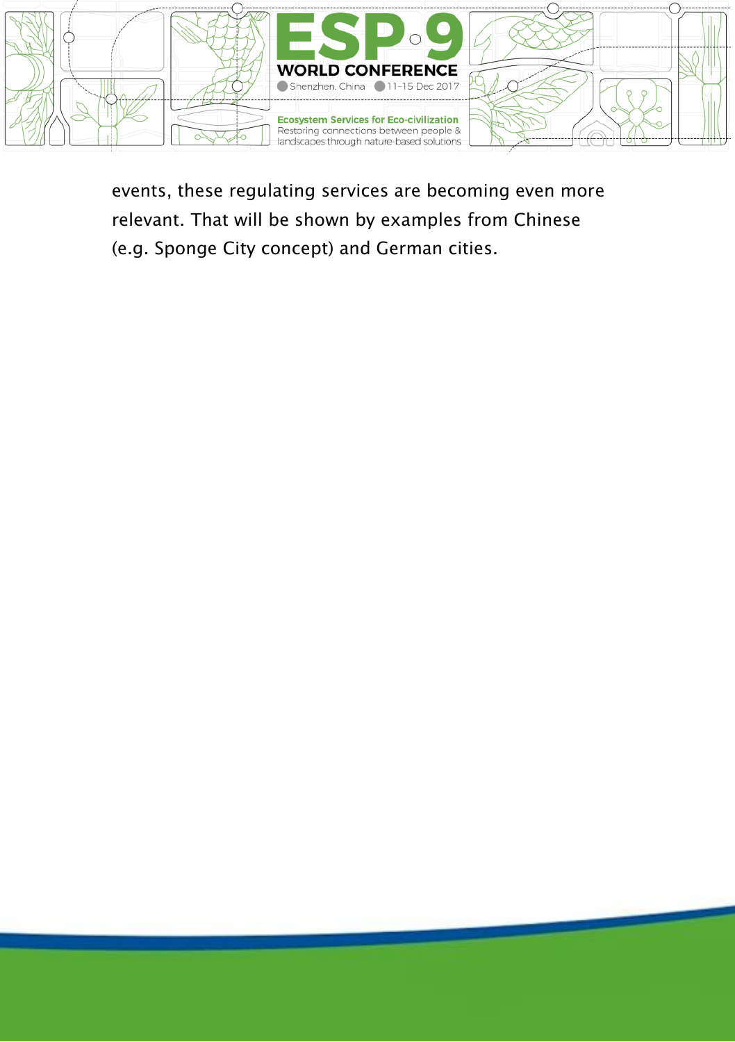events, these regulating services are becoming even more relevant. That will be shown by examples from Chinese (e.g. Sponge City concept) and German cities.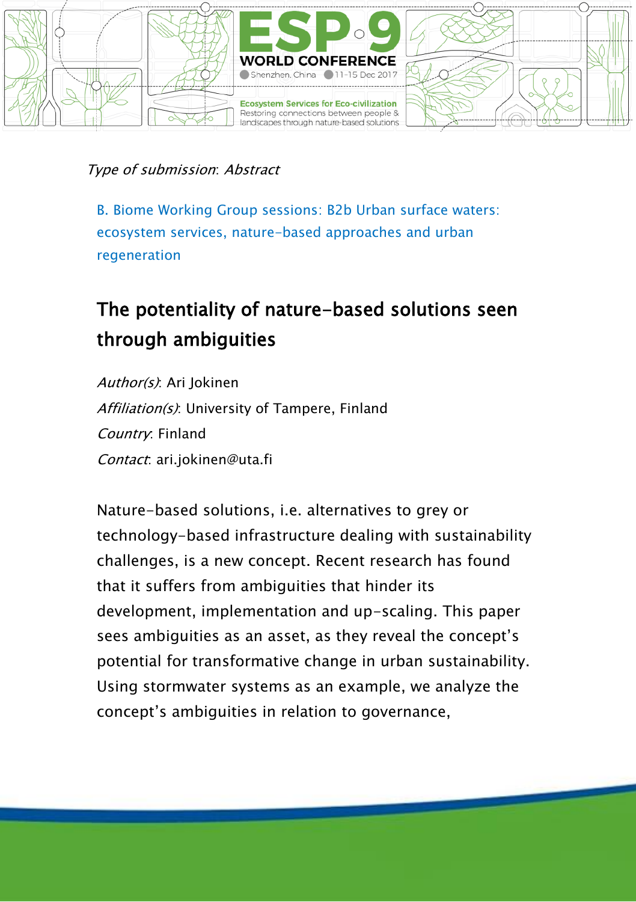*Type of submission*: *Abstract*

B. Biome Working Group sessions: B2b Urban surface waters: ecosystem services, nature-based approaches and urban regeneration

## The potentiality of nature-based solutions seen through ambiguities

*Author(s)*: Ari Jokinen
*Affiliation(s)*: University of Tampere, Finland
*Country*: Finland
*Contact*: ari.jokinen@uta.fi

Nature-based solutions, i.e. alternatives to grey or technology-based infrastructure dealing with sustainability challenges, is a new concept. Recent research has found that it suffers from ambiguities that hinder its development, implementation and up-scaling. This paper sees ambiguities as an asset, as they reveal the concept's potential for transformative change in urban sustainability. Using stormwater systems as an example, we analyze the concept's ambiguities in relation to governance,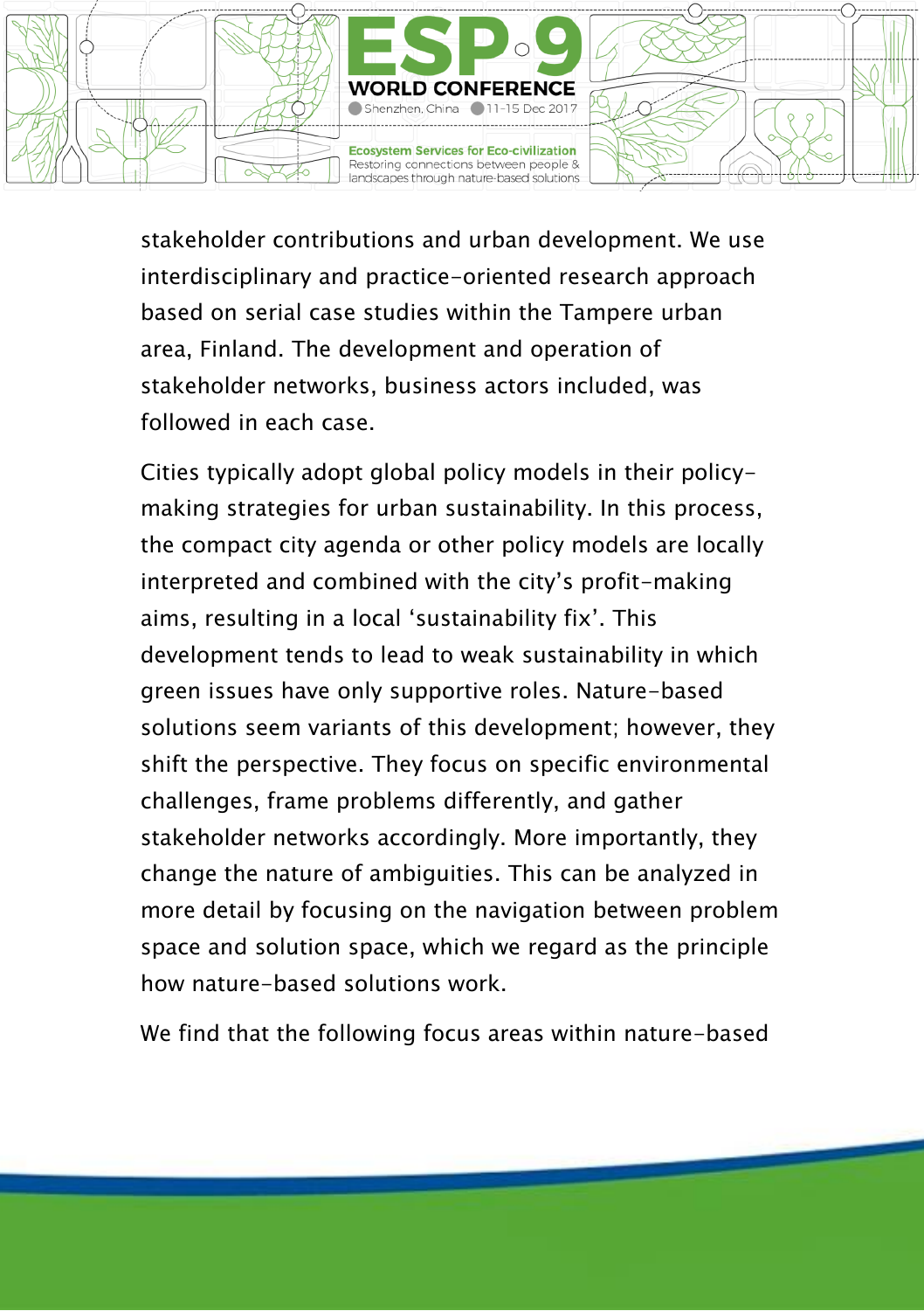stakeholder contributions and urban development. We use interdisciplinary and practice-oriented research approach based on serial case studies within the Tampere urban area, Finland. The development and operation of stakeholder networks, business actors included, was followed in each case.

Cities typically adopt global policy models in their policy-making strategies for urban sustainability. In this process, the compact city agenda or other policy models are locally interpreted and combined with the city's profit-making aims, resulting in a local 'sustainability fix'. This development tends to lead to weak sustainability in which green issues have only supportive roles. Nature-based solutions seem variants of this development; however, they shift the perspective. They focus on specific environmental challenges, frame problems differently, and gather stakeholder networks accordingly. More importantly, they change the nature of ambiguities. This can be analyzed in more detail by focusing on the navigation between problem space and solution space, which we regard as the principle how nature-based solutions work.

We find that the following focus areas within nature-based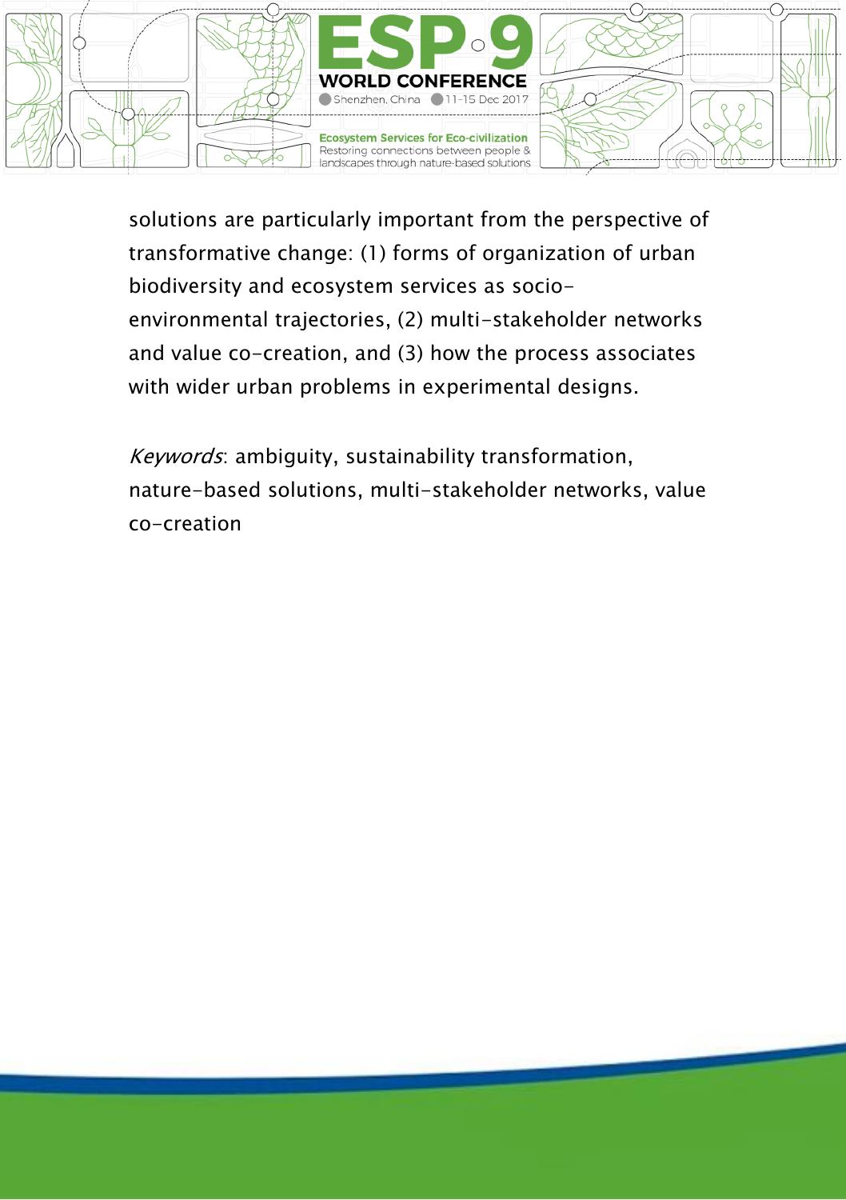solutions are particularly important from the perspective of transformative change: (1) forms of organization of urban biodiversity and ecosystem services as socio-environmental trajectories, (2) multi-stakeholder networks and value co-creation, and (3) how the process associates with wider urban problems in experimental designs.

*Keywords*: ambiguity, sustainability transformation, nature-based solutions, multi-stakeholder networks, value co-creation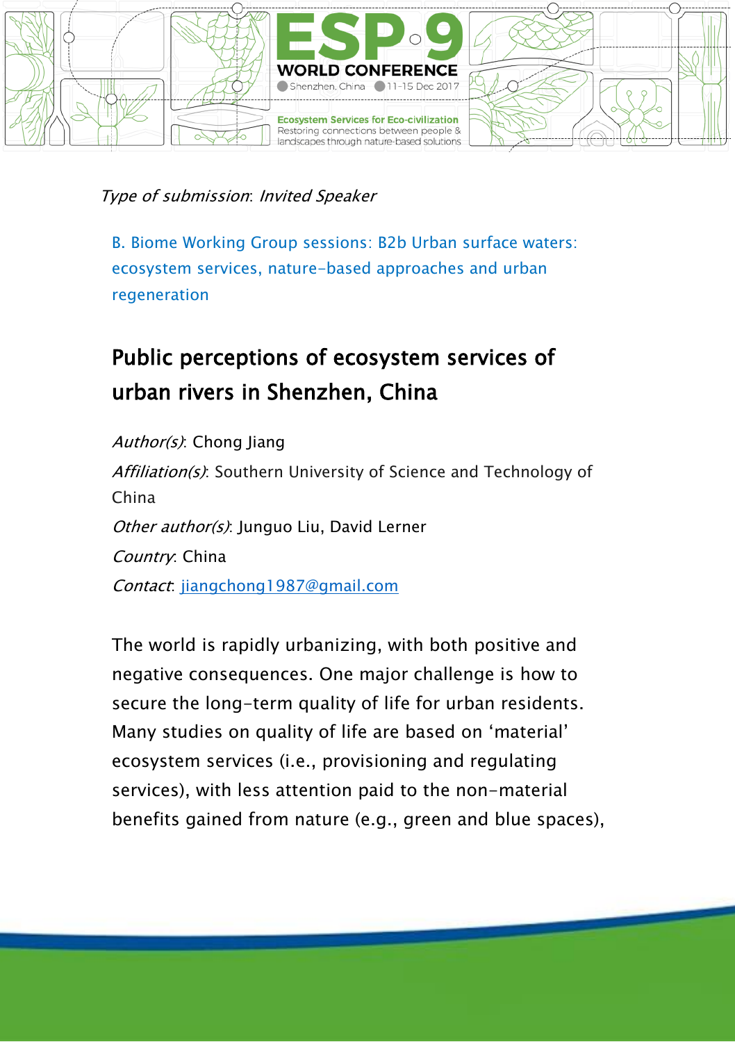*Type of submission*: *Invited Speaker*

B. Biome Working Group sessions: B2b Urban surface waters: ecosystem services, nature-based approaches and urban regeneration

## Public perceptions of ecosystem services of urban rivers in Shenzhen, China

*Author(s)*: Chong Jiang

*Affiliation(s)*: Southern University of Science and Technology of China

*Other author(s)*: Junguo Liu, David Lerner

*Country*: China

*Contact*: jiangchong1987@gmail.com

The world is rapidly urbanizing, with both positive and negative consequences. One major challenge is how to secure the long-term quality of life for urban residents. Many studies on quality of life are based on 'material' ecosystem services (i.e., provisioning and regulating services), with less attention paid to the non-material benefits gained from nature (e.g., green and blue spaces),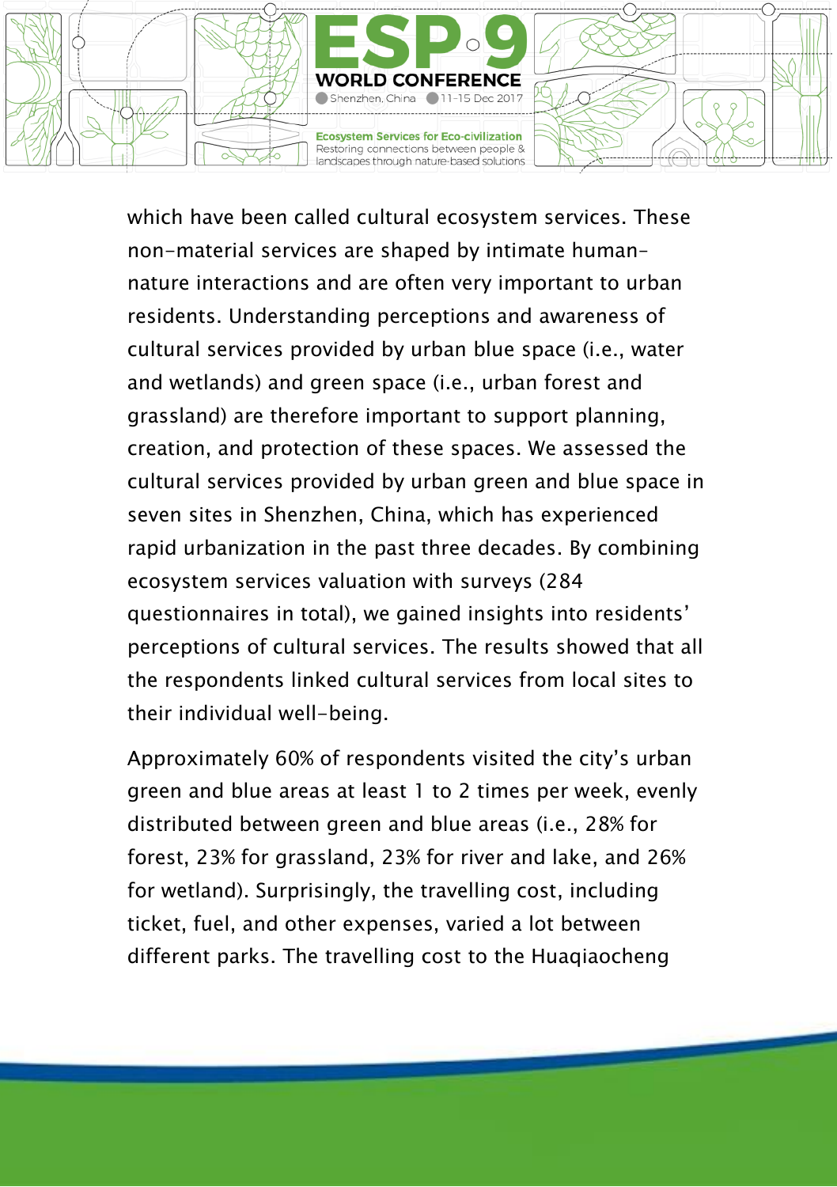which have been called cultural ecosystem services. These non-material services are shaped by intimate human-nature interactions and are often very important to urban residents. Understanding perceptions and awareness of cultural services provided by urban blue space (i.e., water and wetlands) and green space (i.e., urban forest and grassland) are therefore important to support planning, creation, and protection of these spaces. We assessed the cultural services provided by urban green and blue space in seven sites in Shenzhen, China, which has experienced rapid urbanization in the past three decades. By combining ecosystem services valuation with surveys (284 questionnaires in total), we gained insights into residents' perceptions of cultural services. The results showed that all the respondents linked cultural services from local sites to their individual well-being.

Approximately 60% of respondents visited the city's urban green and blue areas at least 1 to 2 times per week, evenly distributed between green and blue areas (i.e., 28% for forest, 23% for grassland, 23% for river and lake, and 26% for wetland). Surprisingly, the travelling cost, including ticket, fuel, and other expenses, varied a lot between different parks. The travelling cost to the Huaqiaocheng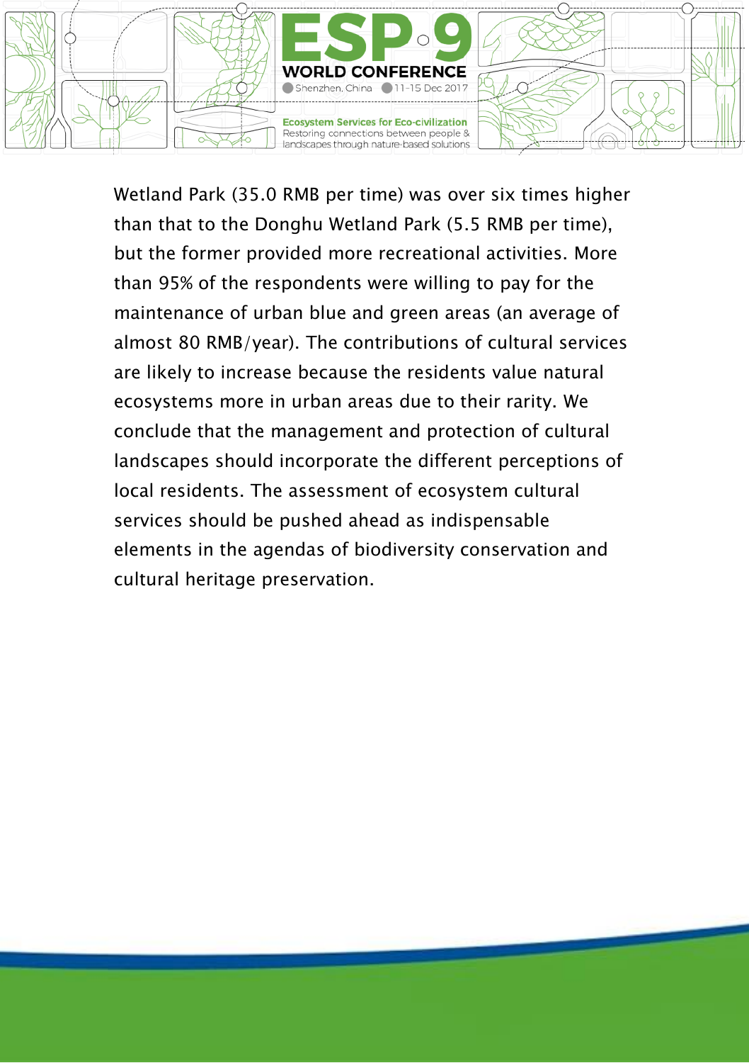Wetland Park (35.0 RMB per time) was over six times higher than that to the Donghu Wetland Park (5.5 RMB per time), but the former provided more recreational activities. More than 95% of the respondents were willing to pay for the maintenance of urban blue and green areas (an average of almost 80 RMB/year). The contributions of cultural services are likely to increase because the residents value natural ecosystems more in urban areas due to their rarity. We conclude that the management and protection of cultural landscapes should incorporate the different perceptions of local residents. The assessment of ecosystem cultural services should be pushed ahead as indispensable elements in the agendas of biodiversity conservation and cultural heritage preservation.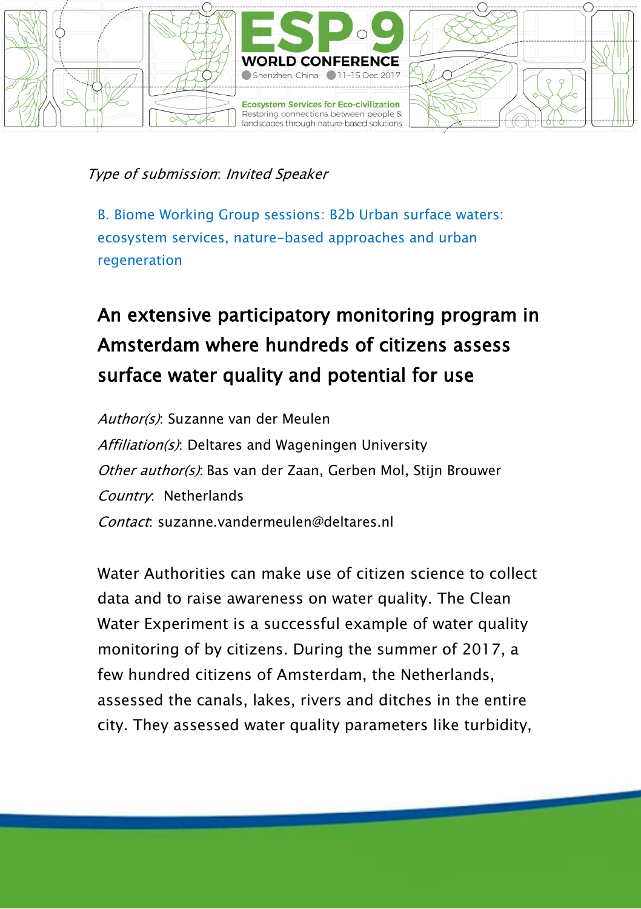*Type of submission*: *Invited Speaker*

B. Biome Working Group sessions: B2b Urban surface waters: ecosystem services, nature-based approaches and urban regeneration

# An extensive participatory monitoring program in Amsterdam where hundreds of citizens assess surface water quality and potential for use

*Author(s)*: Suzanne van der Meulen

*Affiliation(s)*: Deltares and Wageningen University

*Other author(s)*: Bas van der Zaan, Gerben Mol, Stijn Brouwer

*Country*: Netherlands

*Contact*: suzanne.vandermeulen@deltares.nl

Water Authorities can make use of citizen science to collect data and to raise awareness on water quality. The Clean Water Experiment is a successful example of water quality monitoring of by citizens. During the summer of 2017, a few hundred citizens of Amsterdam, the Netherlands, assessed the canals, lakes, rivers and ditches in the entire city. They assessed water quality parameters like turbidity,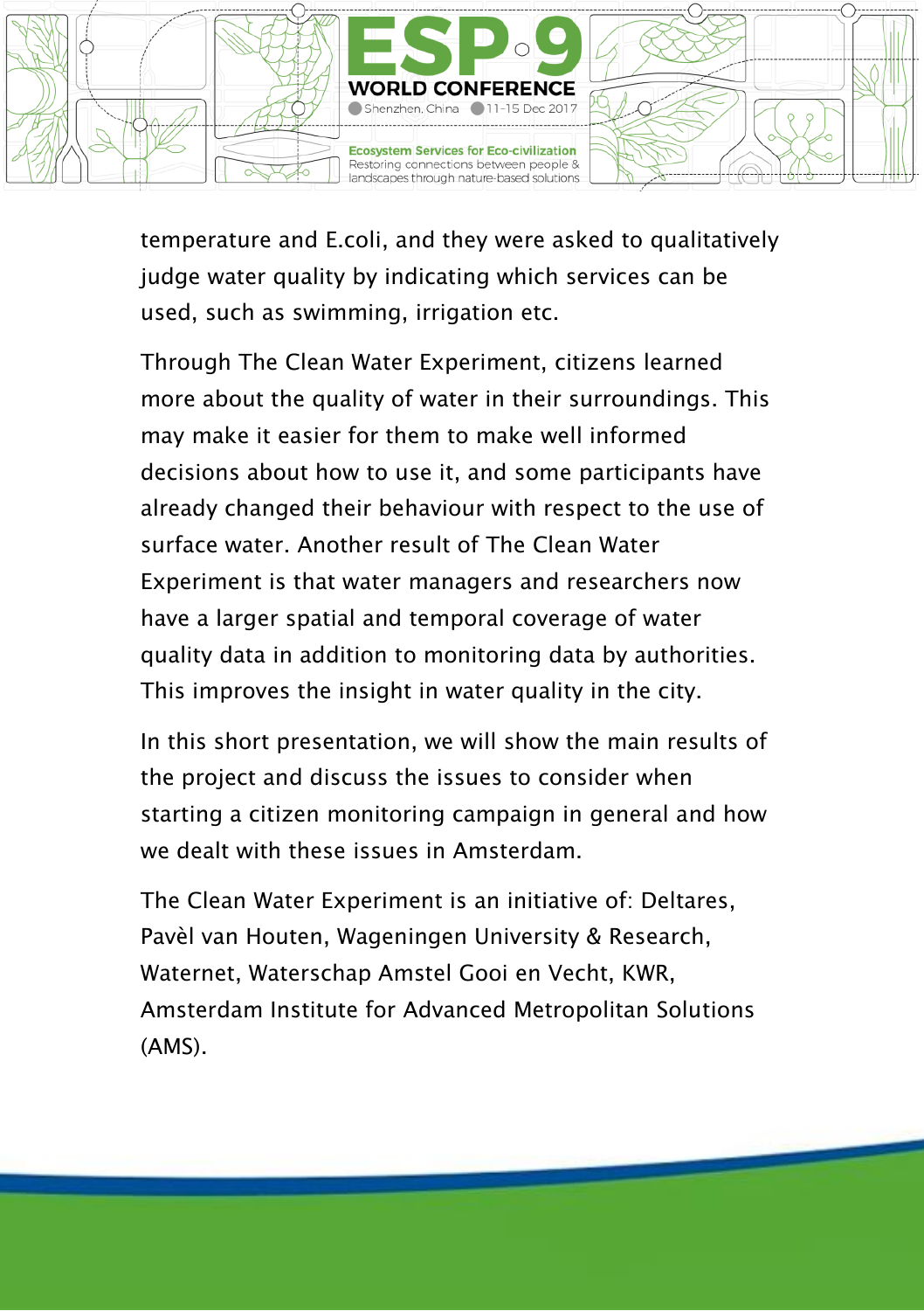temperature and E.coli, and they were asked to qualitatively judge water quality by indicating which services can be used, such as swimming, irrigation etc.

Through The Clean Water Experiment, citizens learned more about the quality of water in their surroundings. This may make it easier for them to make well informed decisions about how to use it, and some participants have already changed their behaviour with respect to the use of surface water. Another result of The Clean Water Experiment is that water managers and researchers now have a larger spatial and temporal coverage of water quality data in addition to monitoring data by authorities. This improves the insight in water quality in the city.

In this short presentation, we will show the main results of the project and discuss the issues to consider when starting a citizen monitoring campaign in general and how we dealt with these issues in Amsterdam.

The Clean Water Experiment is an initiative of: Deltares, Pavèl van Houten, Wageningen University & Research, Waternet, Waterschap Amstel Gooi en Vecht, KWR, Amsterdam Institute for Advanced Metropolitan Solutions (AMS).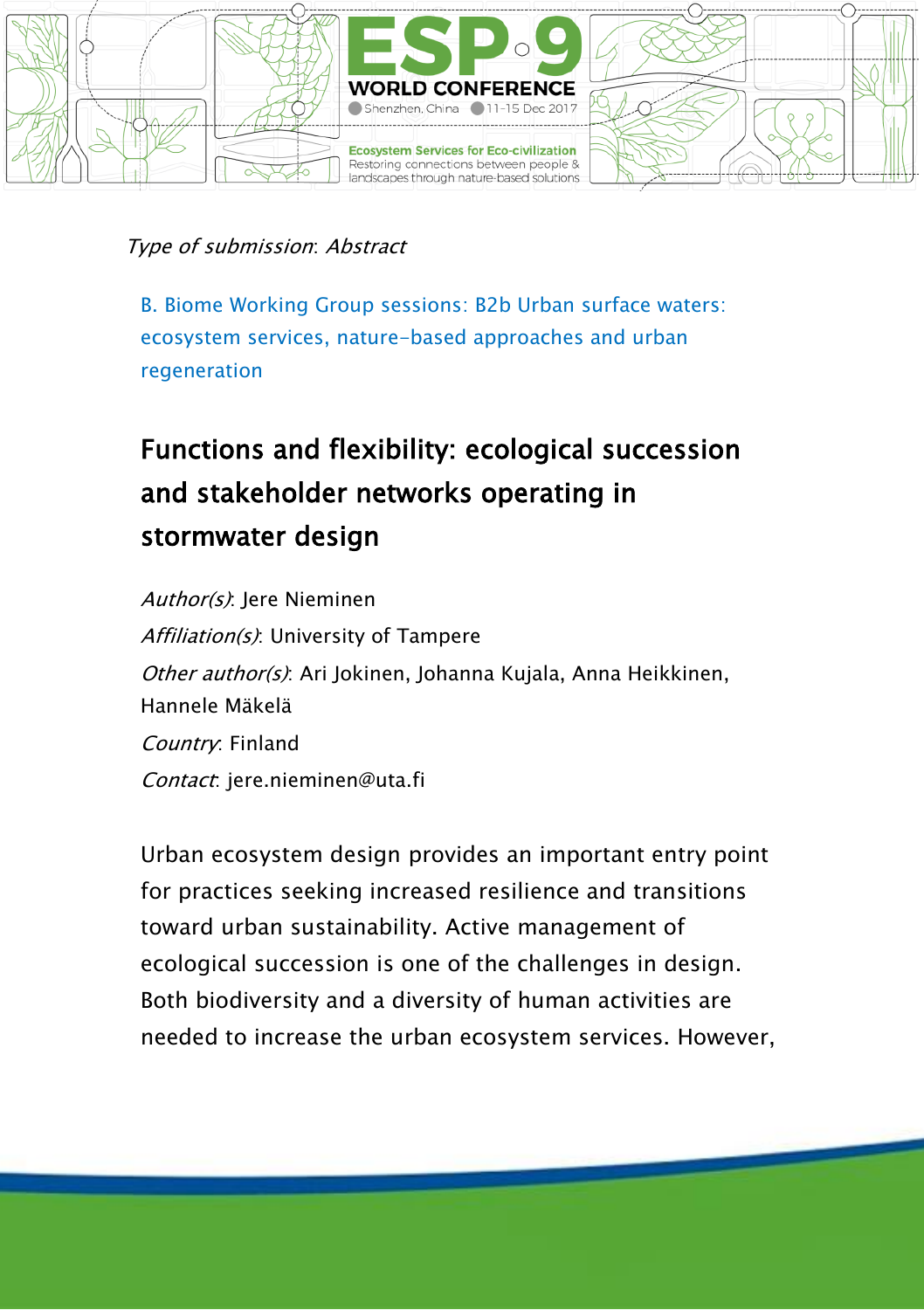*Type of submission*: *Abstract*

B. Biome Working Group sessions: B2b Urban surface waters: ecosystem services, nature-based approaches and urban regeneration

## Functions and flexibility: ecological succession and stakeholder networks operating in stormwater design

*Author(s)*: Jere Nieminen
*Affiliation(s)*: University of Tampere
*Other author(s)*: Ari Jokinen, Johanna Kujala, Anna Heikkinen, Hannele Mäkelä
*Country*: Finland
*Contact*: jere.nieminen@uta.fi

Urban ecosystem design provides an important entry point for practices seeking increased resilience and transitions toward urban sustainability. Active management of ecological succession is one of the challenges in design. Both biodiversity and a diversity of human activities are needed to increase the urban ecosystem services. However,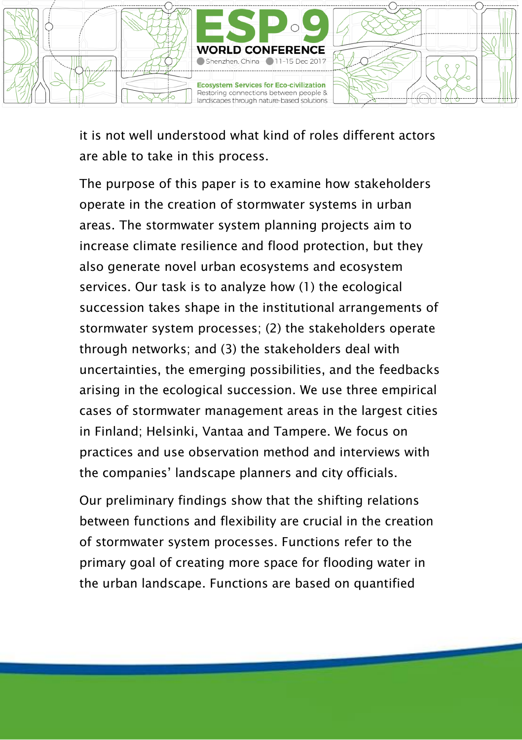it is not well understood what kind of roles different actors are able to take in this process.

The purpose of this paper is to examine how stakeholders operate in the creation of stormwater systems in urban areas. The stormwater system planning projects aim to increase climate resilience and flood protection, but they also generate novel urban ecosystems and ecosystem services. Our task is to analyze how (1) the ecological succession takes shape in the institutional arrangements of stormwater system processes; (2) the stakeholders operate through networks; and (3) the stakeholders deal with uncertainties, the emerging possibilities, and the feedbacks arising in the ecological succession. We use three empirical cases of stormwater management areas in the largest cities in Finland; Helsinki, Vantaa and Tampere. We focus on practices and use observation method and interviews with the companies' landscape planners and city officials.

Our preliminary findings show that the shifting relations between functions and flexibility are crucial in the creation of stormwater system processes. Functions refer to the primary goal of creating more space for flooding water in the urban landscape. Functions are based on quantified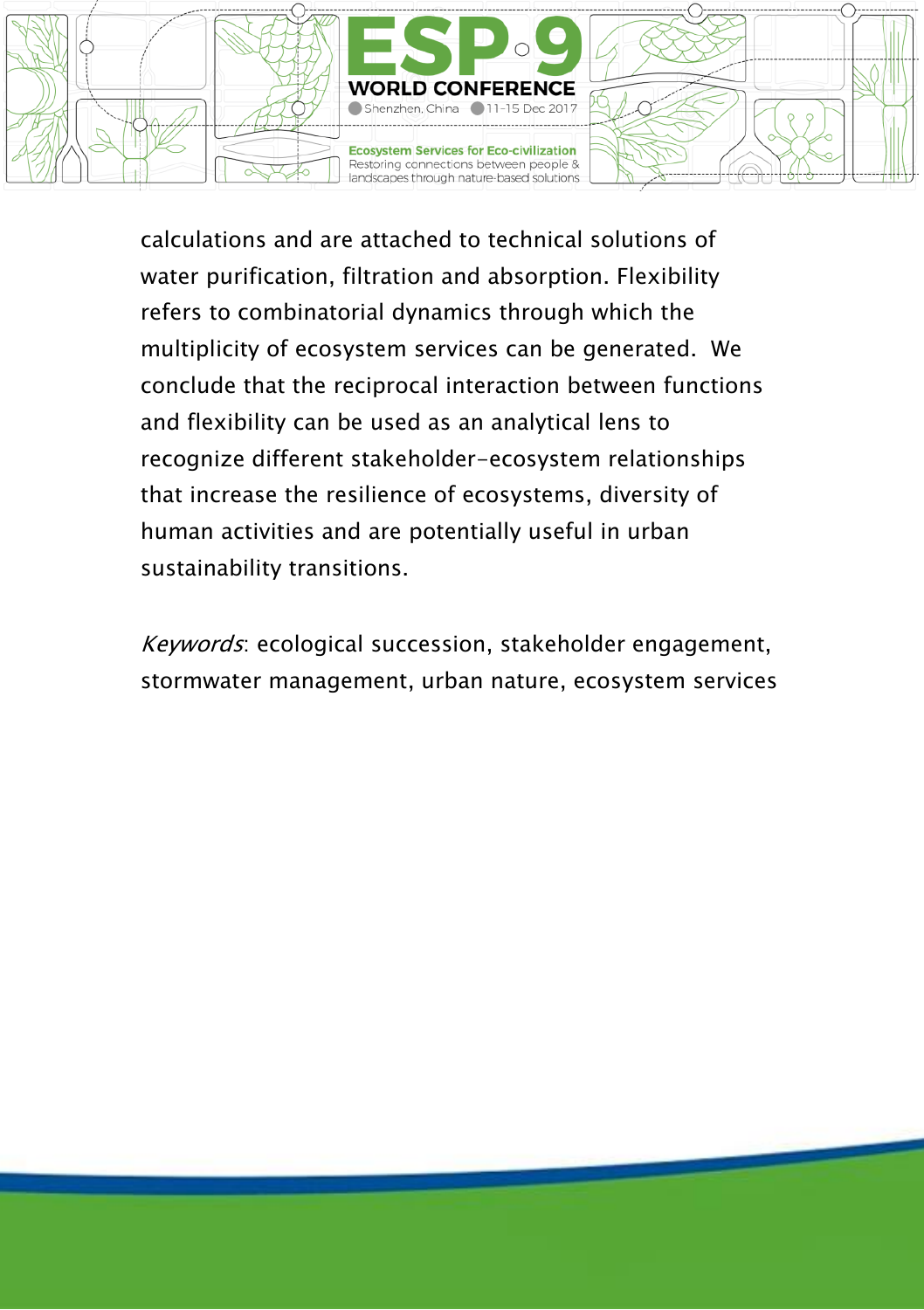calculations and are attached to technical solutions of water purification, filtration and absorption. Flexibility refers to combinatorial dynamics through which the multiplicity of ecosystem services can be generated. We conclude that the reciprocal interaction between functions and flexibility can be used as an analytical lens to recognize different stakeholder-ecosystem relationships that increase the resilience of ecosystems, diversity of human activities and are potentially useful in urban sustainability transitions.

*Keywords*: ecological succession, stakeholder engagement, stormwater management, urban nature, ecosystem services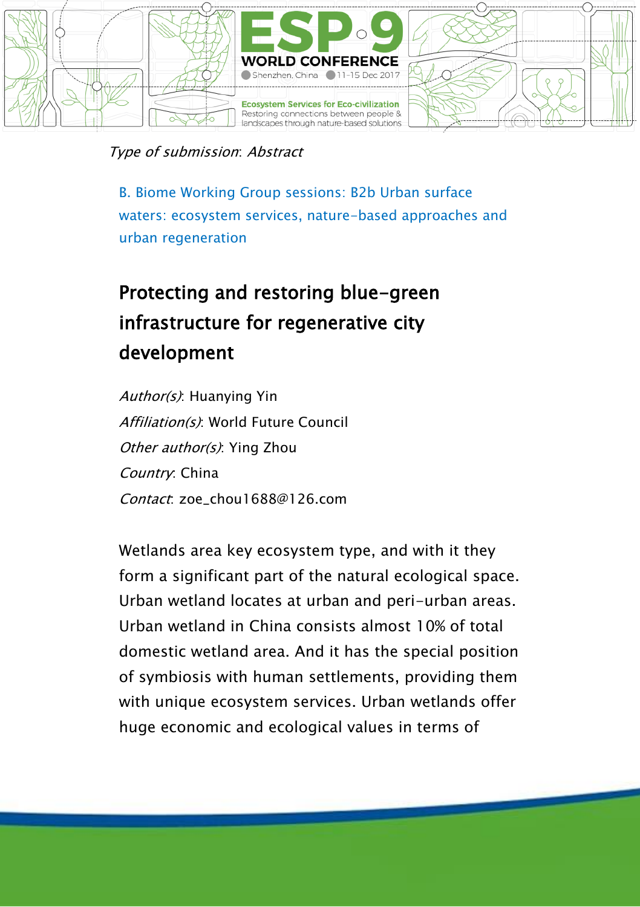*Type of submission*: *Abstract*

B. Biome Working Group sessions: B2b Urban surface waters: ecosystem services, nature-based approaches and urban regeneration

# Protecting and restoring blue-green infrastructure for regenerative city development

*Author(s)*: Huanying Yin
*Affiliation(s)*: World Future Council
*Other author(s)*: Ying Zhou
*Country*: China
*Contact*: zoe_chou1688@126.com

Wetlands area key ecosystem type, and with it they form a significant part of the natural ecological space. Urban wetland locates at urban and peri-urban areas. Urban wetland in China consists almost 10% of total domestic wetland area. And it has the special position of symbiosis with human settlements, providing them with unique ecosystem services. Urban wetlands offer huge economic and ecological values in terms of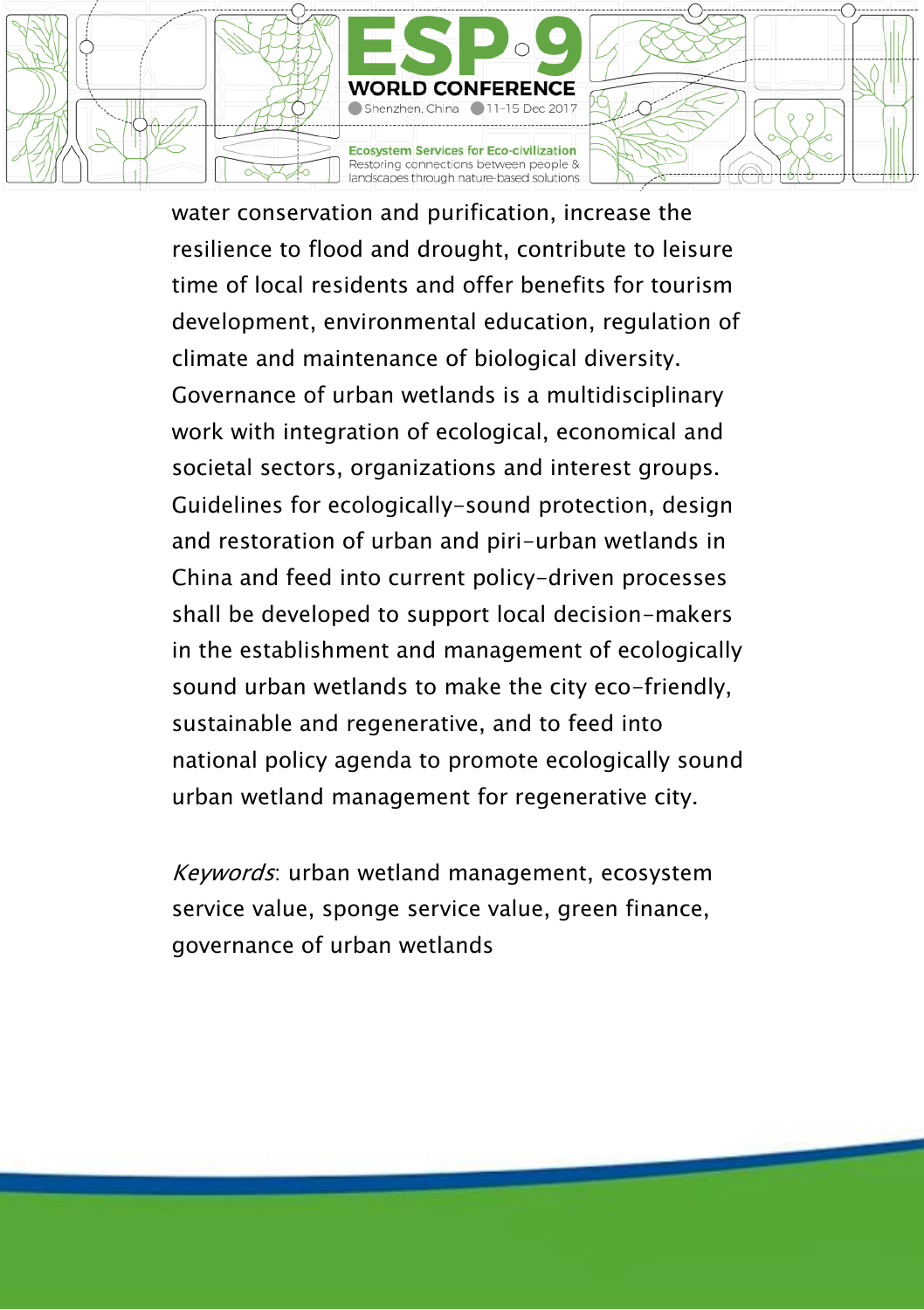water conservation and purification, increase the resilience to flood and drought, contribute to leisure time of local residents and offer benefits for tourism development, environmental education, regulation of climate and maintenance of biological diversity. Governance of urban wetlands is a multidisciplinary work with integration of ecological, economical and societal sectors, organizations and interest groups. Guidelines for ecologically-sound protection, design and restoration of urban and piri-urban wetlands in China and feed into current policy-driven processes shall be developed to support local decision-makers in the establishment and management of ecologically sound urban wetlands to make the city eco-friendly, sustainable and regenerative, and to feed into national policy agenda to promote ecologically sound urban wetland management for regenerative city.

*Keywords*: urban wetland management, ecosystem service value, sponge service value, green finance, governance of urban wetlands